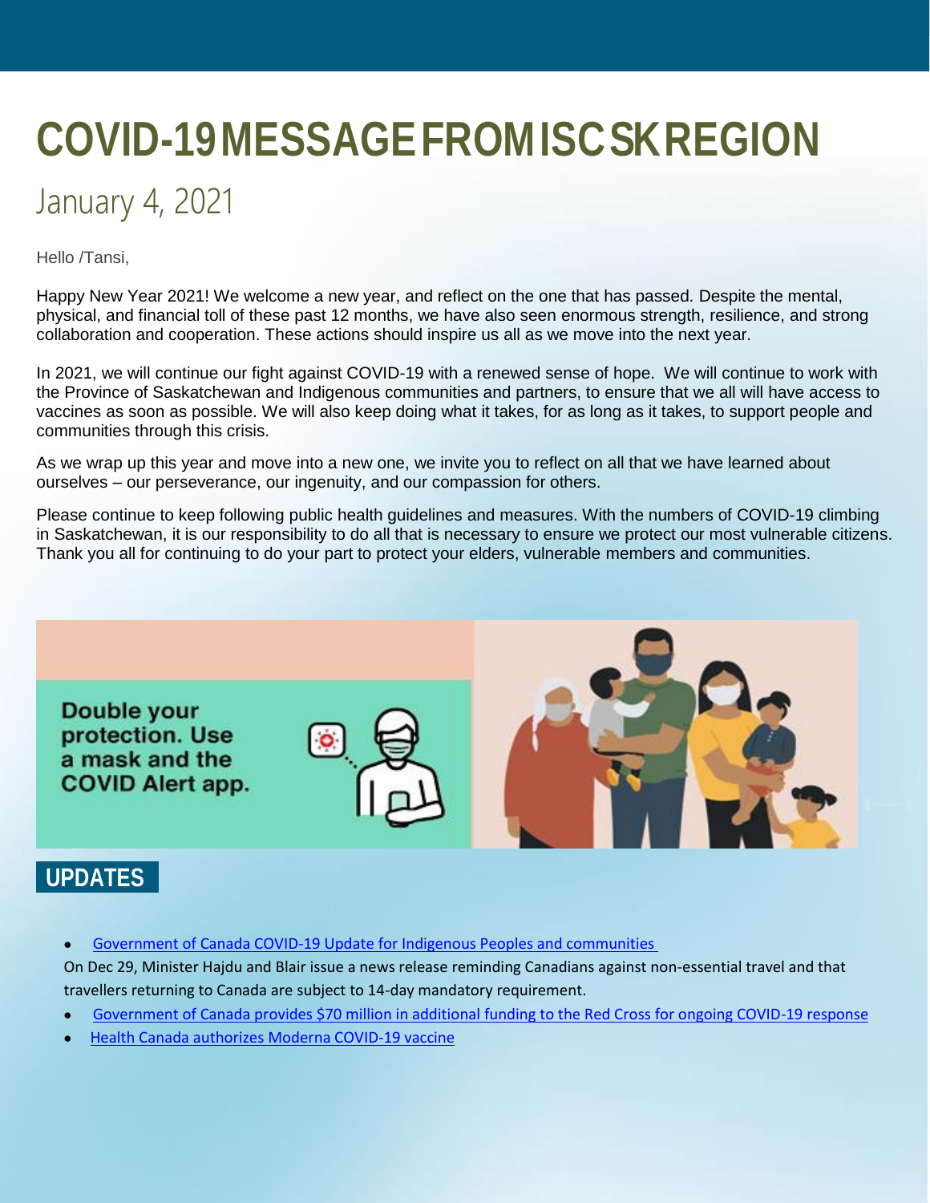# COVID-19 MESSAGE FROM ISC SK REGION

## January 4, 2021

Hello /Tansi,

Happy New Year 2021! We welcome a new year, and reflect on the one that has passed. Despite the mental, physical, and financial toll of these past 12 months, we have also seen enormous strength, resilience, and strong collaboration and cooperation. These actions should inspire us all as we move into the next year.

In 2021, we will continue our fight against COVID-19 with a renewed sense of hope. We will continue to work with the Province of Saskatchewan and Indigenous communities and partners, to ensure that we all will have access to vaccines as soon as possible. We will also keep doing what it takes, for as long as it takes, to support people and communities through this crisis.

As we wrap up this year and move into a new one, we invite you to reflect on all that we have learned about ourselves – our perseverance, our ingenuity, and our compassion for others.

Please continue to keep following public health guidelines and measures. With the numbers of COVID-19 climbing in Saskatchewan, it is our responsibility to do all that is necessary to ensure we protect our most vulnerable citizens. Thank you all for continuing to do your part to protect your elders, vulnerable members and communities.

Double your protection. Use a mask and the COVID Alert app.

## UPDATES

- Government of Canada COVID-19 Update for Indigenous Peoples and communities

  On Dec 29, Minister Hajdu and Blair issue a news release reminding Canadians against non-essential travel and that travellers returning to Canada are subject to 14-day mandatory requirement.
- Government of Canada provides $70 million in additional funding to the Red Cross for ongoing COVID-19 response
- Health Canada authorizes Moderna COVID-19 vaccine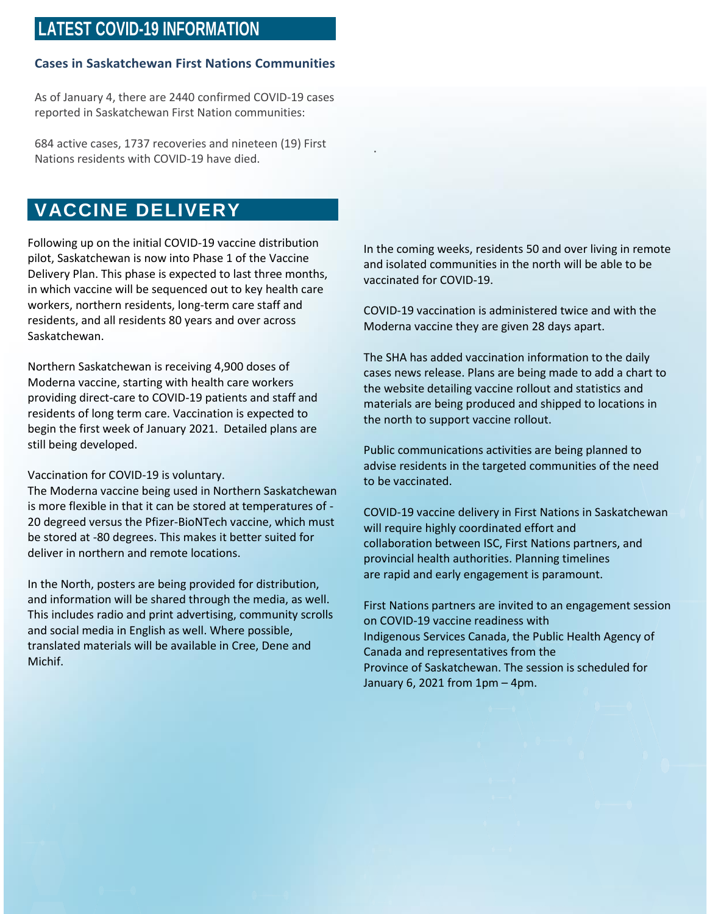## LATEST COVID-19 INFORMATION

**Cases in Saskatchewan First Nations Communities**

As of January 4, there are 2440 confirmed COVID-19 cases reported in Saskatchewan First Nation communities:

684 active cases, 1737 recoveries and nineteen (19) First Nations residents with COVID-19 have died.

## VACCINE DELIVERY

Following up on the initial COVID-19 vaccine distribution pilot, Saskatchewan is now into Phase 1 of the Vaccine Delivery Plan. This phase is expected to last three months, in which vaccine will be sequenced out to key health care workers, northern residents, long-term care staff and residents, and all residents 80 years and over across Saskatchewan.

Northern Saskatchewan is receiving 4,900 doses of Moderna vaccine, starting with health care workers providing direct-care to COVID-19 patients and staff and residents of long term care. Vaccination is expected to begin the first week of January 2021. Detailed plans are still being developed.

Vaccination for COVID-19 is voluntary.
The Moderna vaccine being used in Northern Saskatchewan is more flexible in that it can be stored at temperatures of -20 degreed versus the Pfizer-BioNTech vaccine, which must be stored at -80 degrees. This makes it better suited for deliver in northern and remote locations.

In the North, posters are being provided for distribution, and information will be shared through the media, as well. This includes radio and print advertising, community scrolls and social media in English as well. Where possible, translated materials will be available in Cree, Dene and Michif.

In the coming weeks, residents 50 and over living in remote and isolated communities in the north will be able to be vaccinated for COVID-19.

COVID-19 vaccination is administered twice and with the Moderna vaccine they are given 28 days apart.

The SHA has added vaccination information to the daily cases news release. Plans are being made to add a chart to the website detailing vaccine rollout and statistics and materials are being produced and shipped to locations in the north to support vaccine rollout.

Public communications activities are being planned to advise residents in the targeted communities of the need to be vaccinated.

COVID-19 vaccine delivery in First Nations in Saskatchewan will require highly coordinated effort and collaboration between ISC, First Nations partners, and provincial health authorities. Planning timelines are rapid and early engagement is paramount.

First Nations partners are invited to an engagement session on COVID-19 vaccine readiness with Indigenous Services Canada, the Public Health Agency of Canada and representatives from the Province of Saskatchewan. The session is scheduled for January 6, 2021 from 1pm – 4pm.